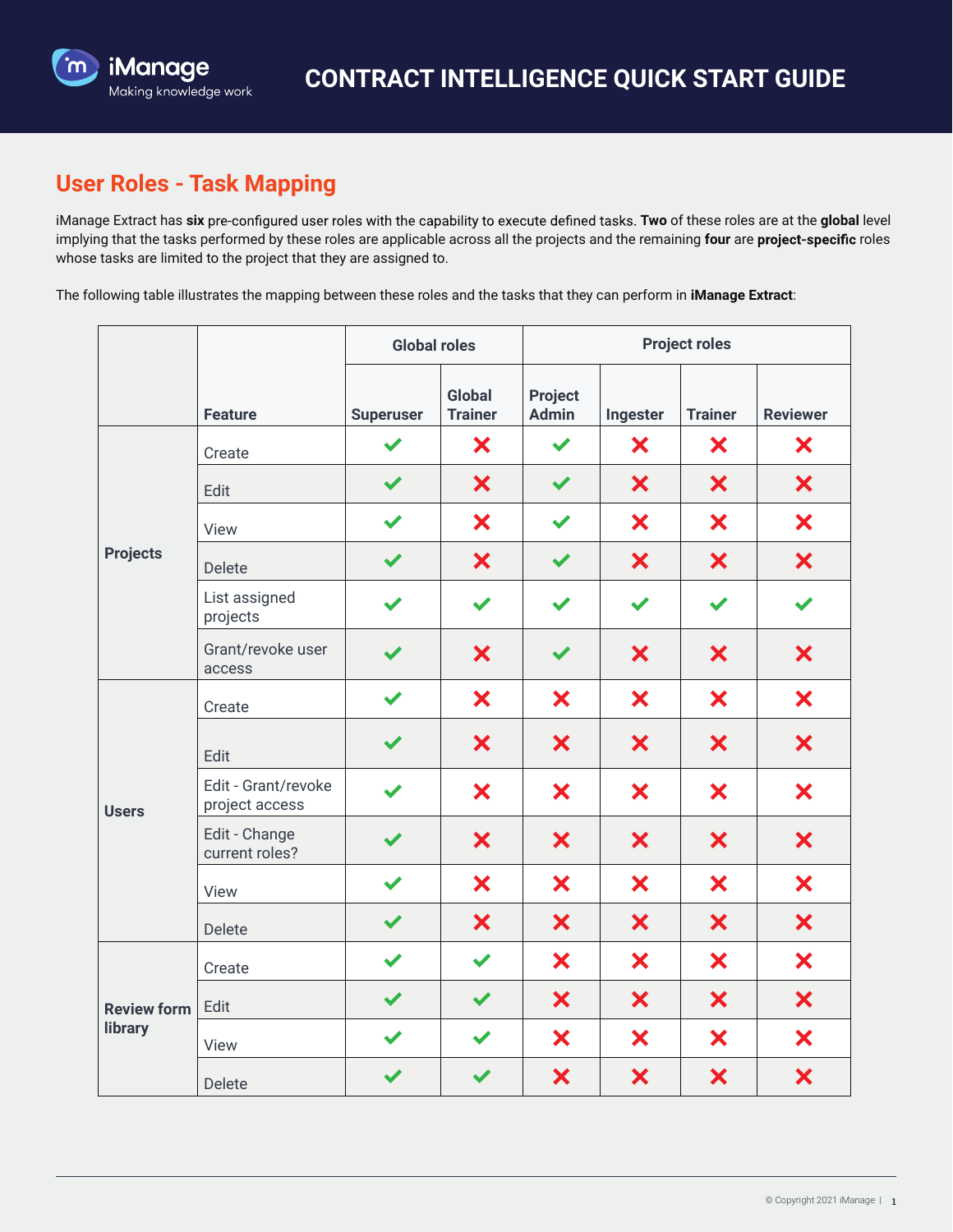# CONTRACT INTELLIGENCE QUICK START GUIDE

## User Roles - Task Mapping

iManage Extract has **six** pre-configured user roles with the capability to execute defined tasks. **Two** of these roles are at the **global** level implying that the tasks performed by these roles are applicable across all the projects and the remaining **four** are **project-specific** roles whose tasks are limited to the project that they are assigned to.

The following table illustrates the mapping between these roles and the tasks that they can perform in **iManage Extract**:

| | | Global roles | | Project roles | | | |
|---|---|---|---|---|---|---|---|
| | **Feature** | **Superuser** | **Global Trainer** | **Project Admin** | **Ingester** | **Trainer** | **Reviewer** |
| **Projects** | Create | ✔ | ✘ | ✔ | ✘ | ✘ | ✘ |
| | Edit | ✔ | ✘ | ✔ | ✘ | ✘ | ✘ |
| | View | ✔ | ✘ | ✔ | ✘ | ✘ | ✘ |
| | Delete | ✔ | ✘ | ✔ | ✘ | ✘ | ✘ |
| | List assigned projects | ✔ | ✔ | ✔ | ✔ | ✔ | ✔ |
| | Grant/revoke user access | ✔ | ✘ | ✔ | ✘ | ✘ | ✘ |
| **Users** | Create | ✔ | ✘ | ✘ | ✘ | ✘ | ✘ |
| | Edit | ✔ | ✘ | ✘ | ✘ | ✘ | ✘ |
| | Edit - Grant/revoke project access | ✔ | ✘ | ✘ | ✘ | ✘ | ✘ |
| | Edit - Change current roles? | ✔ | ✘ | ✘ | ✘ | ✘ | ✘ |
| | View | ✔ | ✘ | ✘ | ✘ | ✘ | ✘ |
| | Delete | ✔ | ✘ | ✘ | ✘ | ✘ | ✘ |
| **Review form library** | Create | ✔ | ✔ | ✘ | ✘ | ✘ | ✘ |
| | Edit | ✔ | ✔ | ✘ | ✘ | ✘ | ✘ |
| | View | ✔ | ✔ | ✘ | ✘ | ✘ | ✘ |
| | Delete | ✔ | ✔ | ✘ | ✘ | ✘ | ✘ |

© Copyright 2021 iManage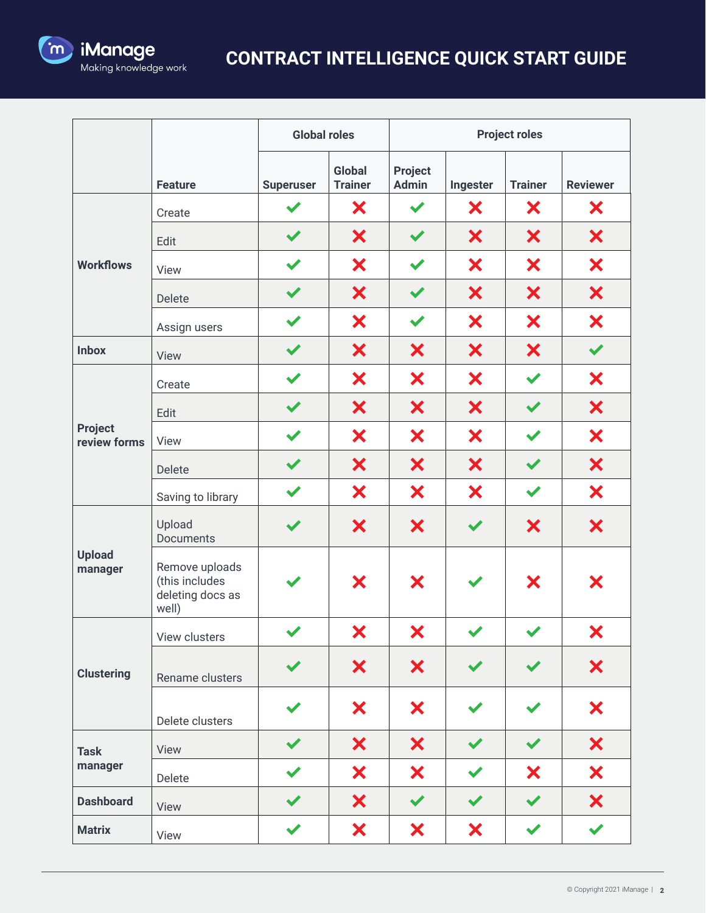# CONTRACT INTELLIGENCE QUICK START GUIDE

| | | Global roles | | Project roles | | | |
|---|---|---|---|---|---|---|---|
| | **Feature** | **Superuser** | **Global Trainer** | **Project Admin** | **Ingester** | **Trainer** | **Reviewer** |
| **Workflows** | Create | ✔ | ✘ | ✔ | ✘ | ✘ | ✘ |
| | Edit | ✔ | ✘ | ✔ | ✘ | ✘ | ✘ |
| | View | ✔ | ✘ | ✔ | ✘ | ✘ | ✘ |
| | Delete | ✔ | ✘ | ✔ | ✘ | ✘ | ✘ |
| | Assign users | ✔ | ✘ | ✔ | ✘ | ✘ | ✘ |
| **Inbox** | View | ✔ | ✘ | ✘ | ✘ | ✘ | ✔ |
| **Project review forms** | Create | ✔ | ✘ | ✘ | ✘ | ✔ | ✘ |
| | Edit | ✔ | ✘ | ✘ | ✘ | ✔ | ✘ |
| | View | ✔ | ✘ | ✘ | ✘ | ✔ | ✘ |
| | Delete | ✔ | ✘ | ✘ | ✘ | ✔ | ✘ |
| | Saving to library | ✔ | ✘ | ✘ | ✘ | ✔ | ✘ |
| **Upload manager** | Upload Documents | ✔ | ✘ | ✘ | ✔ | ✘ | ✘ |
| | Remove uploads (this includes deleting docs as well) | ✔ | ✘ | ✘ | ✔ | ✘ | ✘ |
| **Clustering** | View clusters | ✔ | ✘ | ✘ | ✔ | ✔ | ✘ |
| | Rename clusters | ✔ | ✘ | ✘ | ✔ | ✔ | ✘ |
| | Delete clusters | ✔ | ✘ | ✘ | ✔ | ✔ | ✘ |
| **Task manager** | View | ✔ | ✘ | ✘ | ✔ | ✔ | ✘ |
| | Delete | ✔ | ✘ | ✘ | ✔ | ✘ | ✘ |
| **Dashboard** | View | ✔ | ✘ | ✔ | ✔ | ✔ | ✘ |
| **Matrix** | View | ✔ | ✘ | ✘ | ✘ | ✔ | ✔ |

© Copyright 2021 iManage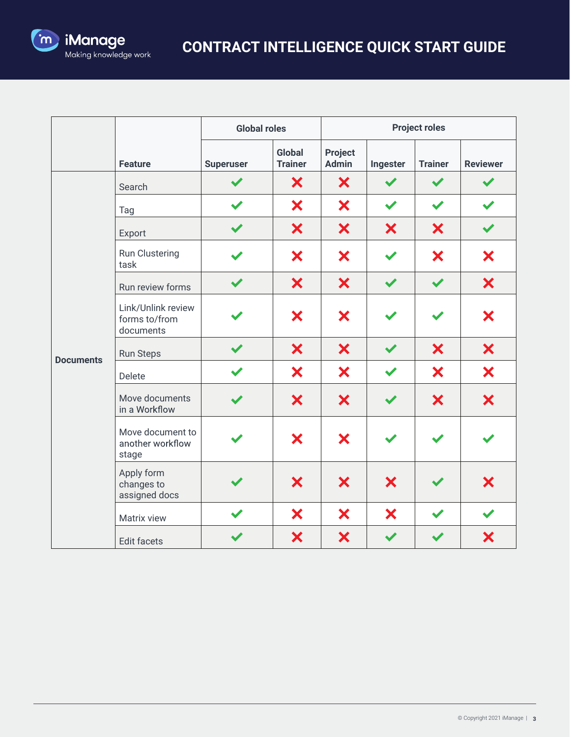# CONTRACT INTELLIGENCE QUICK START GUIDE

| | Feature | Global roles | | Project roles | | | |
|---|---|---|---|---|---|---|---|
| | | Superuser | Global Trainer | Project Admin | Ingester | Trainer | Reviewer |
| Documents | Search | ✔ | ✘ | ✘ | ✔ | ✔ | ✔ |
| | Tag | ✔ | ✘ | ✘ | ✔ | ✔ | ✔ |
| | Export | ✔ | ✘ | ✘ | ✘ | ✘ | ✔ |
| | Run Clustering task | ✔ | ✘ | ✘ | ✔ | ✘ | ✘ |
| | Run review forms | ✔ | ✘ | ✘ | ✔ | ✔ | ✘ |
| | Link/Unlink review forms to/from documents | ✔ | ✘ | ✘ | ✔ | ✔ | ✘ |
| | Run Steps | ✔ | ✘ | ✘ | ✔ | ✘ | ✘ |
| | Delete | ✔ | ✘ | ✘ | ✔ | ✘ | ✘ |
| | Move documents in a Workflow | ✔ | ✘ | ✘ | ✔ | ✘ | ✘ |
| | Move document to another workflow stage | ✔ | ✘ | ✘ | ✔ | ✔ | ✔ |
| | Apply form changes to assigned docs | ✔ | ✘ | ✘ | ✘ | ✔ | ✘ |
| | Matrix view | ✔ | ✘ | ✘ | ✘ | ✔ | ✔ |
| | Edit facets | ✔ | ✘ | ✘ | ✔ | ✔ | ✘ |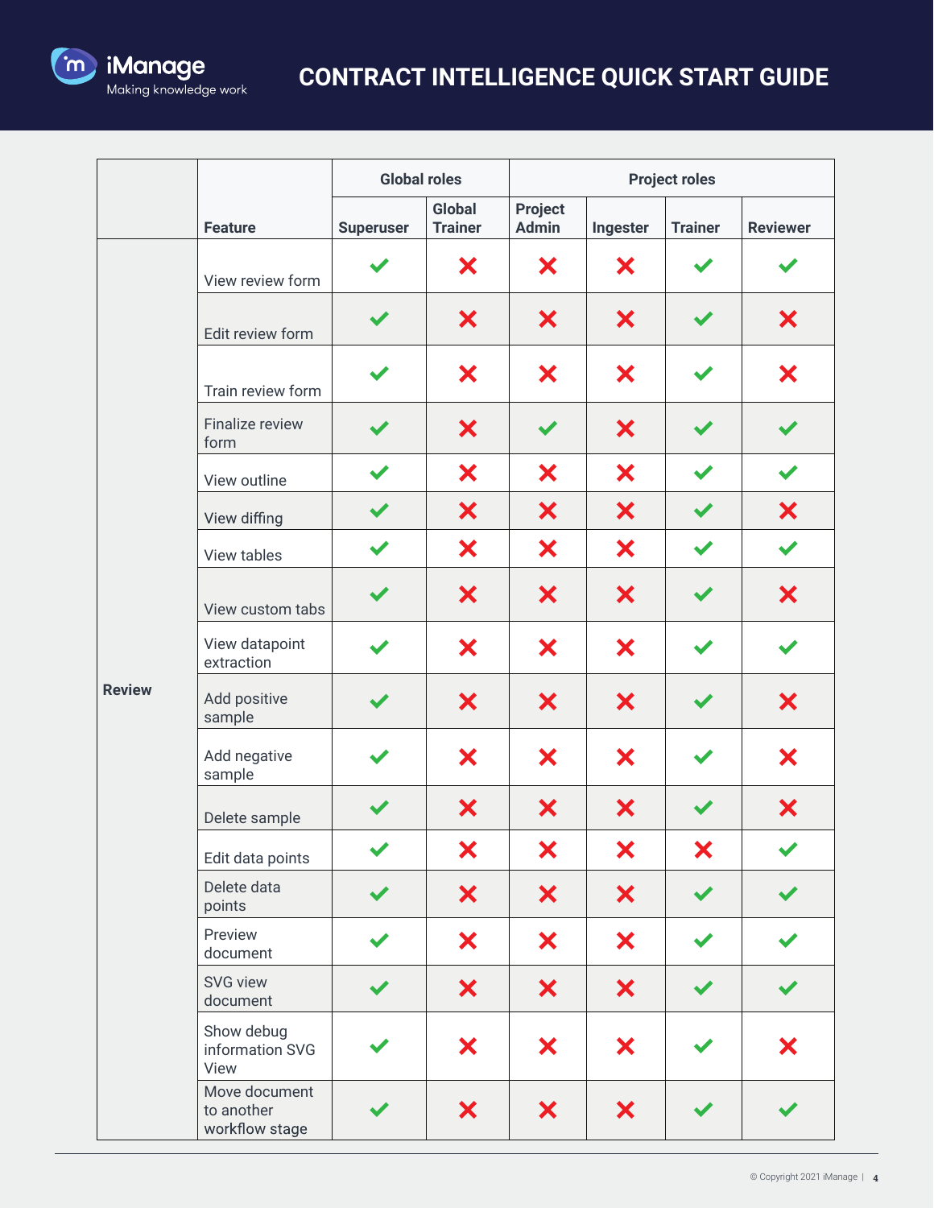# CONTRACT INTELLIGENCE QUICK START GUIDE

| | Feature | Global roles | | Project roles | | | |
|---|---|---|---|---|---|---|---|
| | | Superuser | Global Trainer | Project Admin | Ingester | Trainer | Reviewer |
| Review | View review form | ✔ | ✘ | ✘ | ✘ | ✔ | ✔ |
| | Edit review form | ✔ | ✘ | ✘ | ✘ | ✔ | ✘ |
| | Train review form | ✔ | ✘ | ✘ | ✘ | ✔ | ✘ |
| | Finalize review form | ✔ | ✘ | ✔ | ✘ | ✔ | ✔ |
| | View outline | ✔ | ✘ | ✘ | ✘ | ✔ | ✔ |
| | View diffing | ✔ | ✘ | ✘ | ✘ | ✔ | ✘ |
| | View tables | ✔ | ✘ | ✘ | ✘ | ✔ | ✔ |
| | View custom tabs | ✔ | ✘ | ✘ | ✘ | ✔ | ✘ |
| | View datapoint extraction | ✔ | ✘ | ✘ | ✘ | ✔ | ✔ |
| | Add positive sample | ✔ | ✘ | ✘ | ✘ | ✔ | ✘ |
| | Add negative sample | ✔ | ✘ | ✘ | ✘ | ✔ | ✘ |
| | Delete sample | ✔ | ✘ | ✘ | ✘ | ✔ | ✘ |
| | Edit data points | ✔ | ✘ | ✘ | ✘ | ✘ | ✔ |
| | Delete data points | ✔ | ✘ | ✘ | ✘ | ✔ | ✔ |
| | Preview document | ✔ | ✘ | ✘ | ✘ | ✔ | ✔ |
| | SVG view document | ✔ | ✘ | ✘ | ✘ | ✔ | ✔ |
| | Show debug information SVG View | ✔ | ✘ | ✘ | ✘ | ✔ | ✘ |
| | Move document to another workflow stage | ✔ | ✘ | ✘ | ✘ | ✔ | ✔ |

© Copyright 2021 iManage